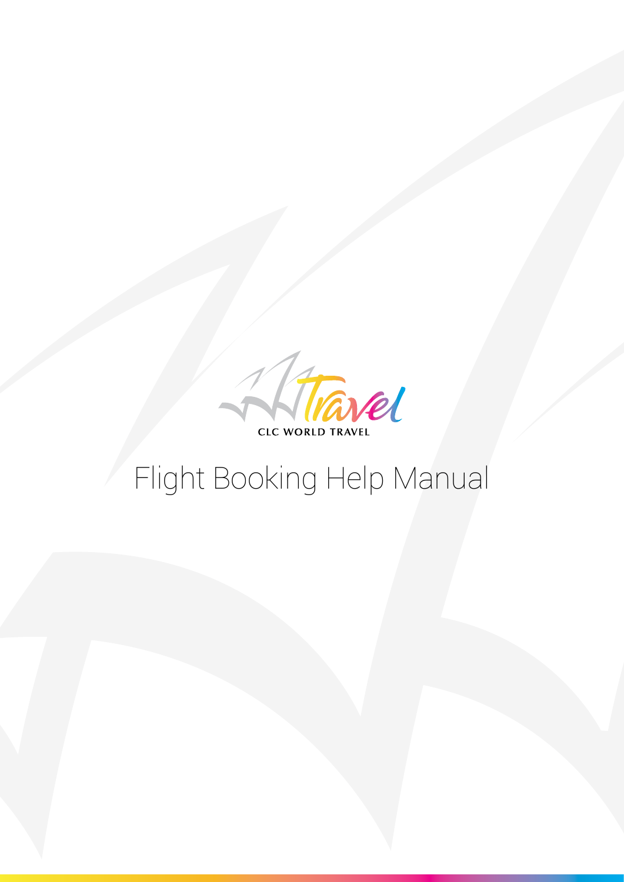Travel

CLC WORLD TRAVEL

# Flight Booking Help Manual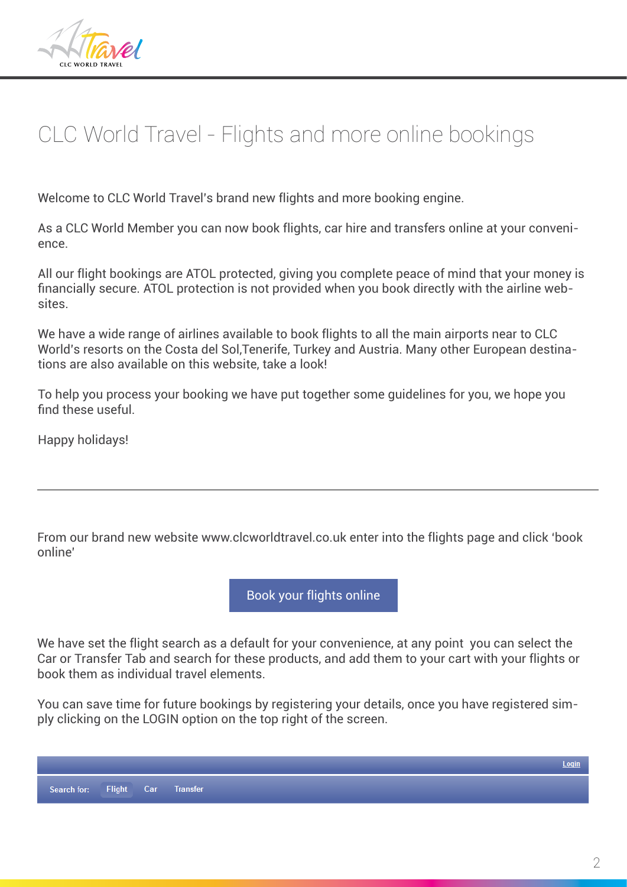# CLC World Travel - Flights and more online bookings

Welcome to CLC World Travel's brand new flights and more booking engine.

As a CLC World Member you can now book flights, car hire and transfers online at your convenience.

All our flight bookings are ATOL protected, giving you complete peace of mind that your money is financially secure. ATOL protection is not provided when you book directly with the airline websites.

We have a wide range of airlines available to book flights to all the main airports near to CLC World's resorts on the Costa del Sol,Tenerife, Turkey and Austria. Many other European destinations are also available on this website, take a look!

To help you process your booking we have put together some guidelines for you, we hope you find these useful.

Happy holidays!

---

From our brand new website www.clcworldtravel.co.uk enter into the flights page and click 'book online'

Book your flights online

We have set the flight search as a default for your convenience, at any point you can select the Car or Transfer Tab and search for these products, and add them to your cart with your flights or book them as individual travel elements.

You can save time for future bookings by registering your details, once you have registered simply clicking on the LOGIN option on the top right of the screen.

Login

Search for: Flight Car Transfer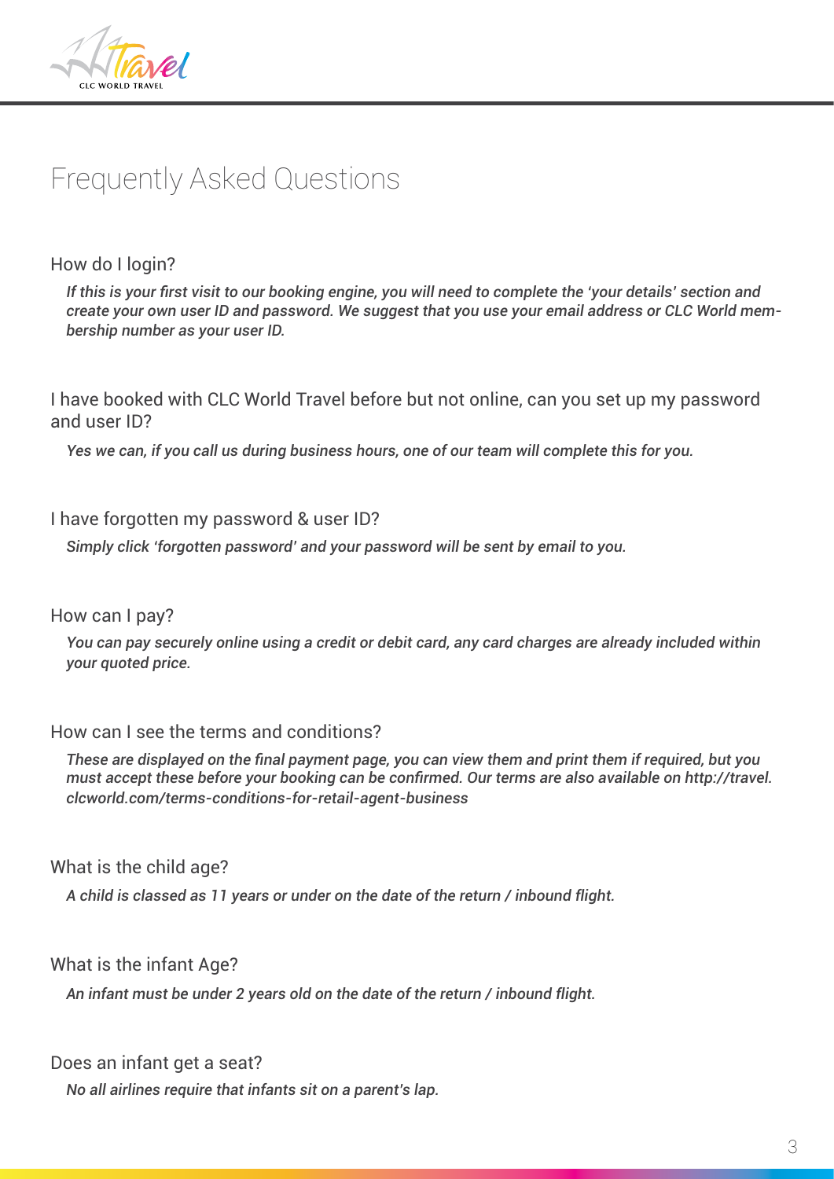# Frequently Asked Questions

## How do I login?

*If this is your first visit to our booking engine, you will need to complete the 'your details' section and create your own user ID and password. We suggest that you use your email address or CLC World membership number as your user ID.*

## I have booked with CLC World Travel before but not online, can you set up my password and user ID?

*Yes we can, if you call us during business hours, one of our team will complete this for you.*

## I have forgotten my password & user ID?

*Simply click 'forgotten password' and your password will be sent by email to you.*

## How can I pay?

*You can pay securely online using a credit or debit card, any card charges are already included within your quoted price.*

## How can I see the terms and conditions?

*These are displayed on the final payment page, you can view them and print them if required, but you must accept these before your booking can be confirmed. Our terms are also available on http://travel.clcworld.com/terms-conditions-for-retail-agent-business*

## What is the child age?

*A child is classed as 11 years or under on the date of the return / inbound flight.*

## What is the infant Age?

*An infant must be under 2 years old on the date of the return / inbound flight.*

## Does an infant get a seat?

*No all airlines require that infants sit on a parent's lap.*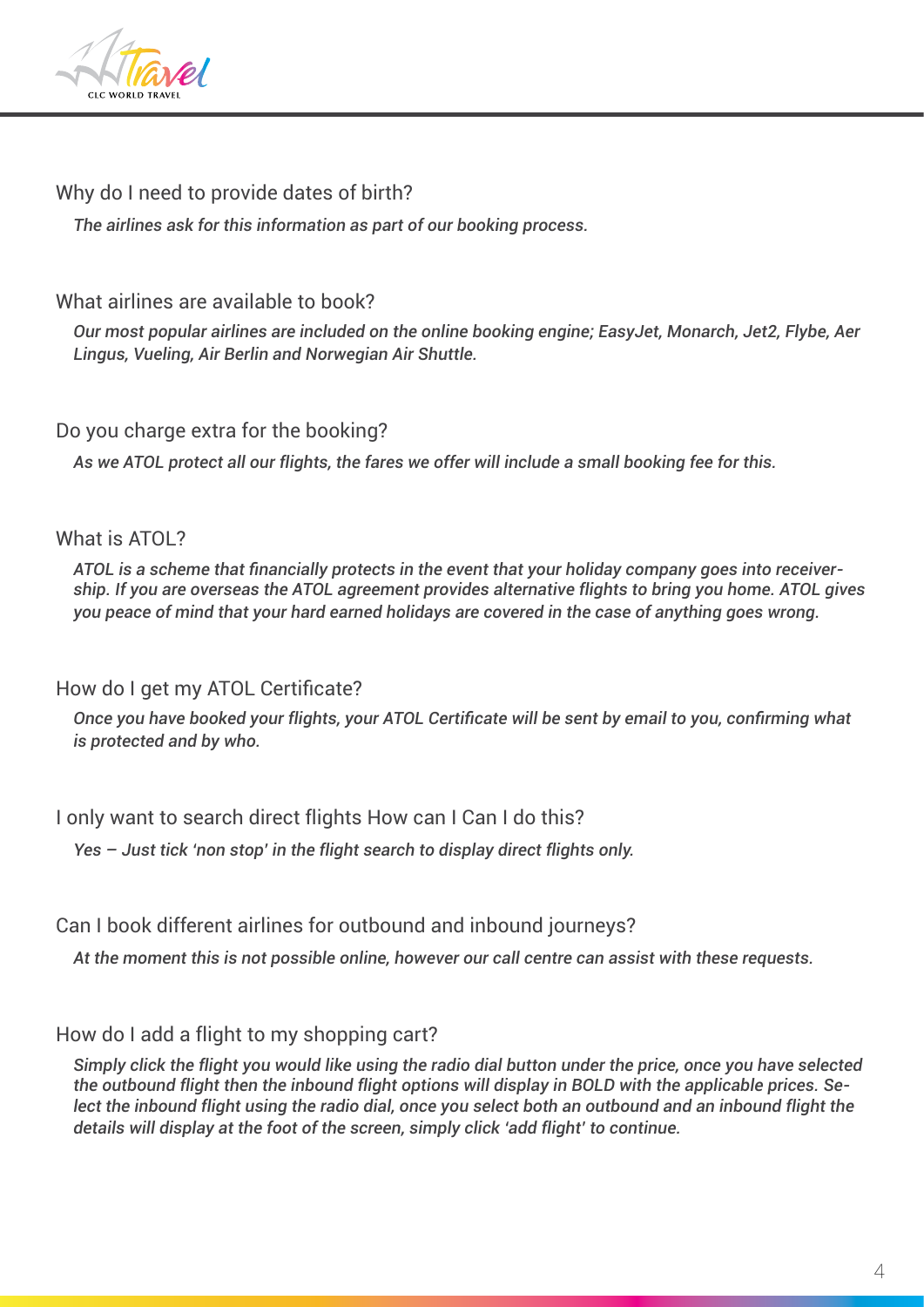### Why do I need to provide dates of birth?

*The airlines ask for this information as part of our booking process.*

### What airlines are available to book?

*Our most popular airlines are included on the online booking engine; EasyJet, Monarch, Jet2, Flybe, Aer Lingus, Vueling, Air Berlin and Norwegian Air Shuttle.*

### Do you charge extra for the booking?

*As we ATOL protect all our flights, the fares we offer will include a small booking fee for this.*

### What is ATOL?

*ATOL is a scheme that financially protects in the event that your holiday company goes into receivership. If you are overseas the ATOL agreement provides alternative flights to bring you home. ATOL gives you peace of mind that your hard earned holidays are covered in the case of anything goes wrong.*

### How do I get my ATOL Certificate?

*Once you have booked your flights, your ATOL Certificate will be sent by email to you, confirming what is protected and by who.*

### I only want to search direct flights How can I Can I do this?

*Yes – Just tick 'non stop' in the flight search to display direct flights only.*

### Can I book different airlines for outbound and inbound journeys?

*At the moment this is not possible online, however our call centre can assist with these requests.*

### How do I add a flight to my shopping cart?

*Simply click the flight you would like using the radio dial button under the price, once you have selected the outbound flight then the inbound flight options will display in BOLD with the applicable prices. Select the inbound flight using the radio dial, once you select both an outbound and an inbound flight the details will display at the foot of the screen, simply click 'add flight' to continue.*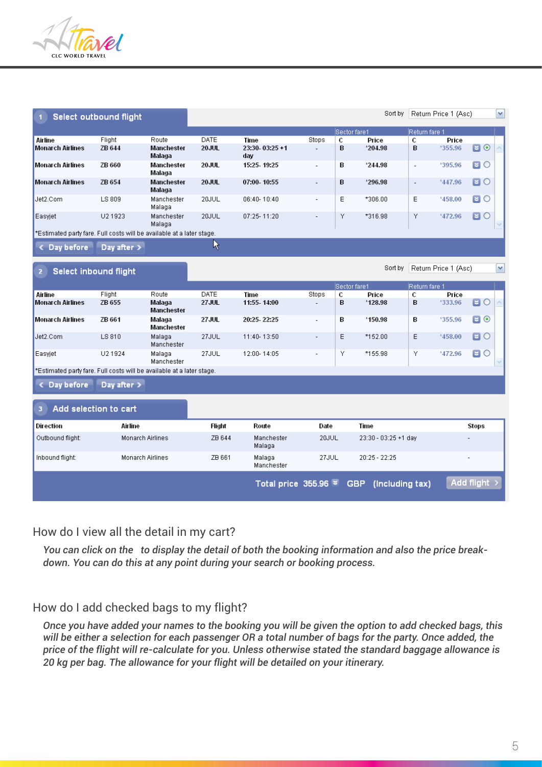## 1 Select outbound flight

Sort by: Return Price 1 (Asc)

| Airline | Flight | Route | DATE | Time | Stops | Sector fare1 C | Price | Return fare 1 C | Price |
|---|---|---|---|---|---|---|---|---|---|
| Monarch Airlines | ZB 644 | Manchester Malaga | 20JUL | 23:30- 03:25 +1 day | - | B | *204.98 | B | *355.96 |
| Monarch Airlines | ZB 660 | Manchester Malaga | 20JUL | 15:25- 19:25 | - | B | *244.98 | - | *395.96 |
| Monarch Airlines | ZB 654 | Manchester Malaga | 20JUL | 07:00- 10:55 | - | B | *296.98 | - | *447.96 |
| Jet2.Com | LS 809 | Manchester Malaga | 20JUL | 06:40- 10:40 | - | E | *306.00 | E | *458.00 |
| Easyjet | U2 1923 | Manchester Malaga | 20JUL | 07:25- 11:20 | - | Y | *316.98 | Y | *472.96 |

*Estimated party fare. Full costs will be available at a later stage.

< Day before | Day after >

## 2 Select inbound flight

Sort by: Return Price 1 (Asc)

| Airline | Flight | Route | DATE | Time | Stops | Sector fare1 C | Price | Return fare 1 C | Price |
|---|---|---|---|---|---|---|---|---|---|
| Monarch Airlines | ZB 655 | Malaga Manchester | 27JUL | 11:55- 14:00 | - | B | *128.98 | B | *333.96 |
| Monarch Airlines | ZB 661 | Malaga Manchester | 27JUL | 20:25- 22:25 | - | B | *150.98 | B | *355.96 |
| Jet2.Com | LS 810 | Malaga Manchester | 27JUL | 11:40- 13:50 | - | E | *152.00 | E | *458.00 |
| Easyjet | U2 1924 | Malaga Manchester | 27JUL | 12:00- 14:05 | - | Y | *155.98 | Y | *472.96 |

*Estimated party fare. Full costs will be available at a later stage.

< Day before | Day after >

## 3 Add selection to cart

| Direction | Airline | Flight | Route | Date | Time | Stops |
|---|---|---|---|---|---|---|
| Outbound flight: | Monarch Airlines | ZB 644 | Manchester Malaga | 20JUL | 23:30 - 03:25 +1 day | - |
| Inbound flight: | Monarch Airlines | ZB 661 | Malaga Manchester | 27JUL | 20:25 - 22:25 | - |

Total price 355.96 GBP (Including tax) — Add flight >

### How do I view all the detail in my cart?

*You can click on the to display the detail of both the booking information and also the price break-down. You can do this at any point during your search or booking process.*

### How do I add checked bags to my flight?

*Once you have added your names to the booking you will be given the option to add checked bags, this will be either a selection for each passenger OR a total number of bags for the party. Once added, the price of the flight will re-calculate for you. Unless otherwise stated the standard baggage allowance is 20 kg per bag. The allowance for your flight will be detailed on your itinerary.*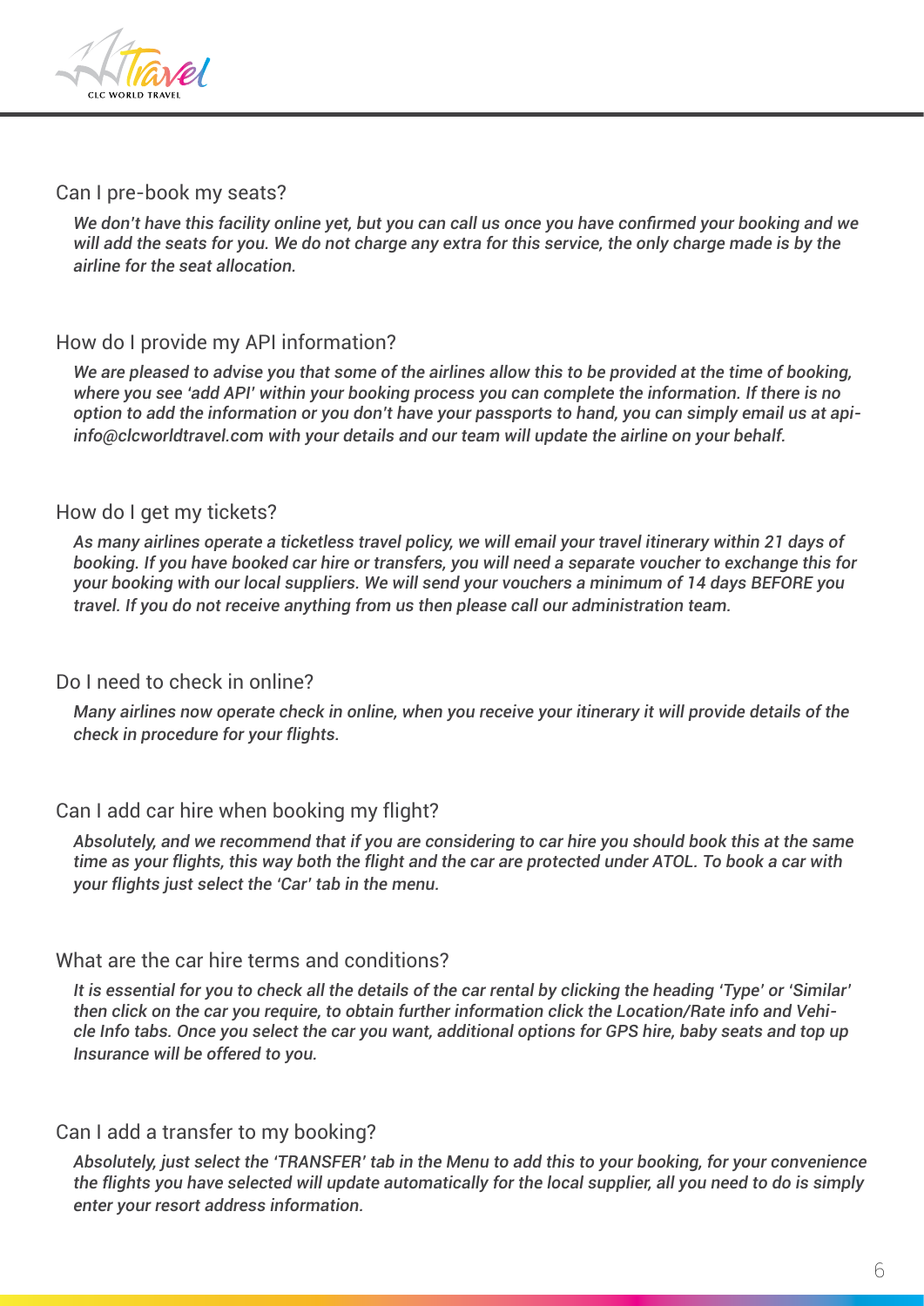## Can I pre-book my seats?

*We don't have this facility online yet, but you can call us once you have confirmed your booking and we will add the seats for you. We do not charge any extra for this service, the only charge made is by the airline for the seat allocation.*

## How do I provide my API information?

*We are pleased to advise you that some of the airlines allow this to be provided at the time of booking, where you see 'add API' within your booking process you can complete the information. If there is no option to add the information or you don't have your passports to hand, you can simply email us at api-info@clcworldtravel.com with your details and our team will update the airline on your behalf.*

## How do I get my tickets?

*As many airlines operate a ticketless travel policy, we will email your travel itinerary within 21 days of booking. If you have booked car hire or transfers, you will need a separate voucher to exchange this for your booking with our local suppliers. We will send your vouchers a minimum of 14 days BEFORE you travel. If you do not receive anything from us then please call our administration team.*

## Do I need to check in online?

*Many airlines now operate check in online, when you receive your itinerary it will provide details of the check in procedure for your flights.*

## Can I add car hire when booking my flight?

*Absolutely, and we recommend that if you are considering to car hire you should book this at the same time as your flights, this way both the flight and the car are protected under ATOL. To book a car with your flights just select the 'Car' tab in the menu.*

## What are the car hire terms and conditions?

*It is essential for you to check all the details of the car rental by clicking the heading 'Type' or 'Similar' then click on the car you require, to obtain further information click the Location/Rate info and Vehicle Info tabs. Once you select the car you want, additional options for GPS hire, baby seats and top up Insurance will be offered to you.*

## Can I add a transfer to my booking?

*Absolutely, just select the 'TRANSFER' tab in the Menu to add this to your booking, for your convenience the flights you have selected will update automatically for the local supplier, all you need to do is simply enter your resort address information.*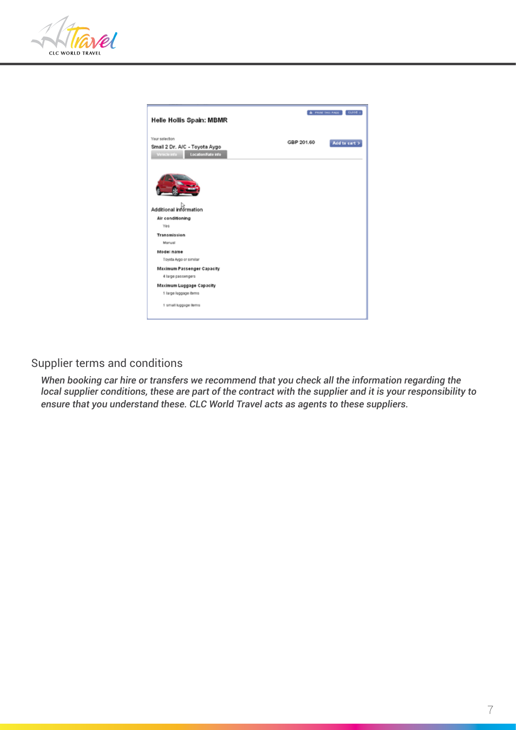Helle Hollis Spain: MBMR

Your selection

Small 2 Dr. A/C - Toyota Aygo

GBP 201.60

Add to cart >

Vehicle info | Location/Rate info

Additional information

**Air conditioning**

Yes

**Transmission**

Manual

**Model name**

Toyota Aygo or similar

**Maximum Passenger Capacity**

4 large passengers

**Maximum Luggage Capacity**

1 large luggage items

1 small luggage items

## Supplier terms and conditions

*When booking car hire or transfers we recommend that you check all the information regarding the local supplier conditions, these are part of the contract with the supplier and it is your responsibility to ensure that you understand these. CLC World Travel acts as agents to these suppliers.*